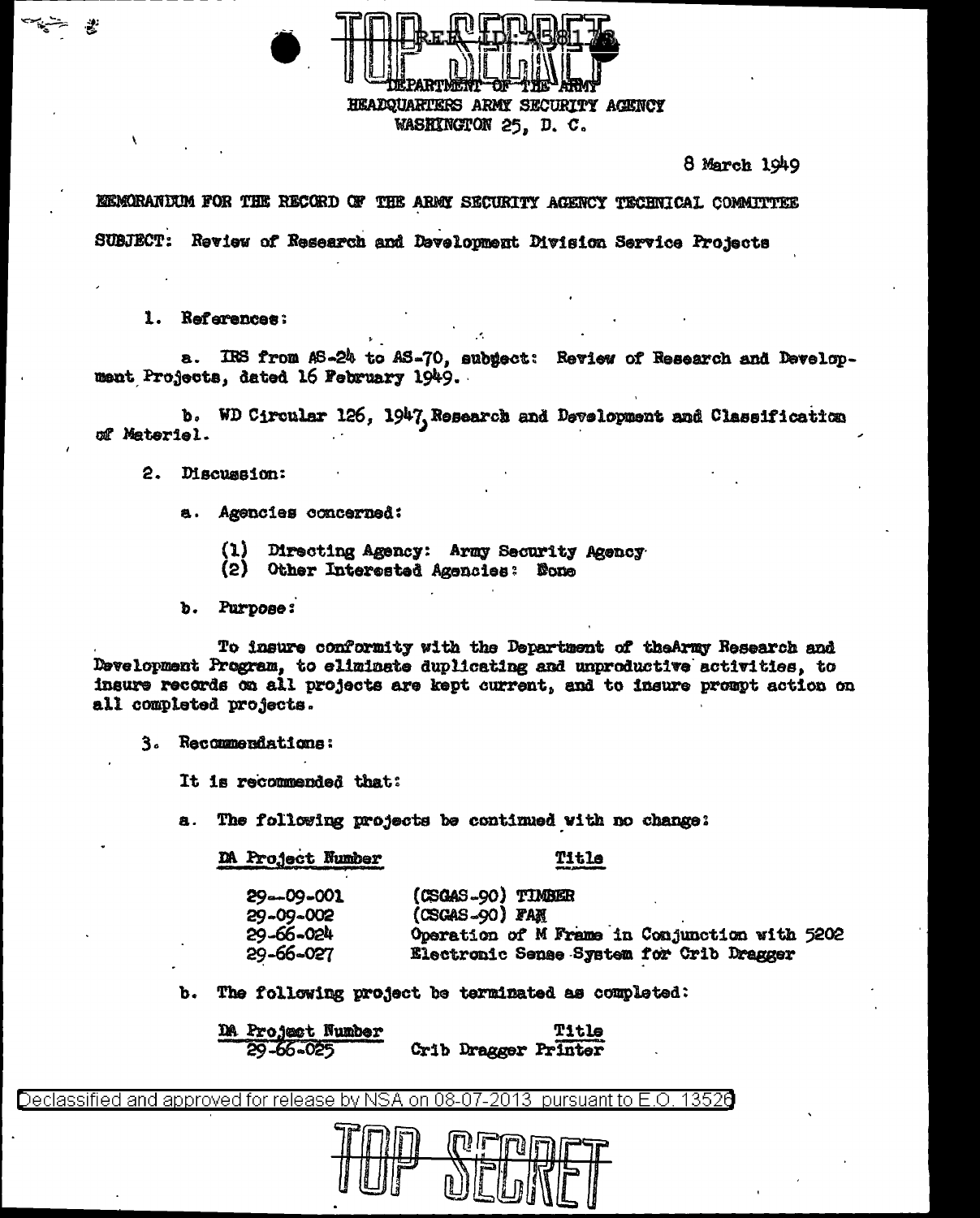TOP SECRET

REF ID:A58173

DEPARTMENT OF THE ARMY
HEADQUARTERS ARMY SECURITY AGENCY
WASHINGTON 25, D. C.

8 March 1949

MEMORANDUM FOR THE RECORD OF THE ARMY SECURITY AGENCY TECHNICAL COMMITTEE

SUBJECT: Review of Research and Development Division Service Projects

1. References:

a. IRS from AS-24 to AS-70, subject: Review of Research and Development Projects, dated 16 February 1949.

b. WD Circular 126, 1947, Research and Development and Classification of Materiel.

2. Discussion:

a. Agencies concerned:

(1) Directing Agency: Army Security Agency
(2) Other Interested Agencies: None

b. Purpose:

To insure conformity with the Department of theArmy Research and Development Program, to eliminate duplicating and unproductive activities, to insure records on all projects are kept current, and to insure prompt action on all completed projects.

3. Recommendations:

It is recommended that:

a. The following projects be continued with no change:

| DA Project Number | Title |
|---|---|
| 29--09-001 | (CSGAS-90) TIMBER |
| 29-09-002 | (CSGAS-90) FAN |
| 29-66-024 | Operation of M Frame in Conjunction with 5202 |
| 29-66-027 | Electronic Sense System for Crib Dragger |

b. The following project be terminated as completed:

| DA Project Number | Title |
|---|---|
| 29-66-025 | Crib Dragger Printer |

Declassified and approved for release by NSA on 08-07-2013 pursuant to E.O. 13526

TOP SECRET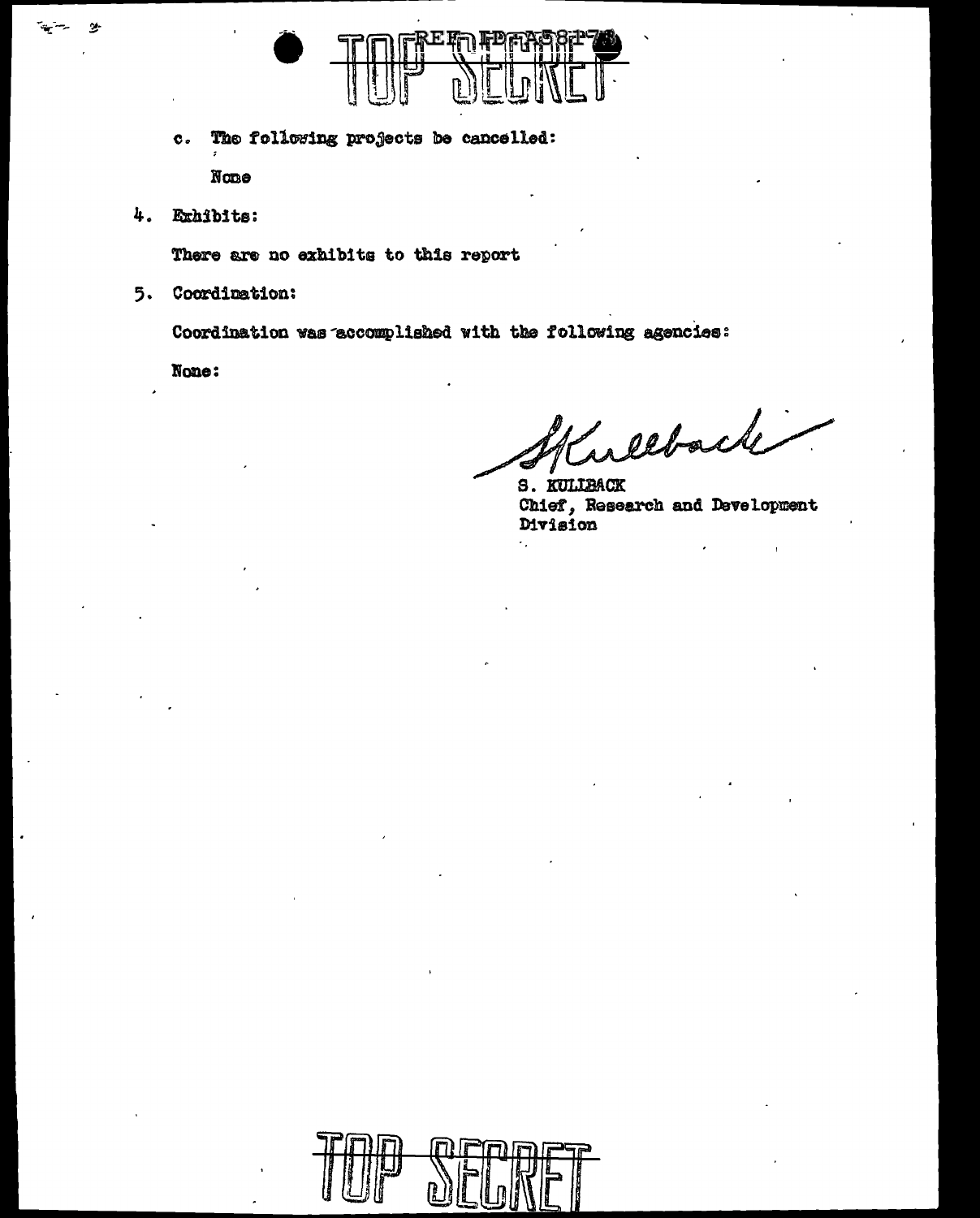c. The following projects be cancelled:

None

4. Exhibits:

There are no exhibits to this report

5. Coordination:

Coordination was accomplished with the following agencies:

None:

S. KULLBACK
Chief, Research and Development
Division